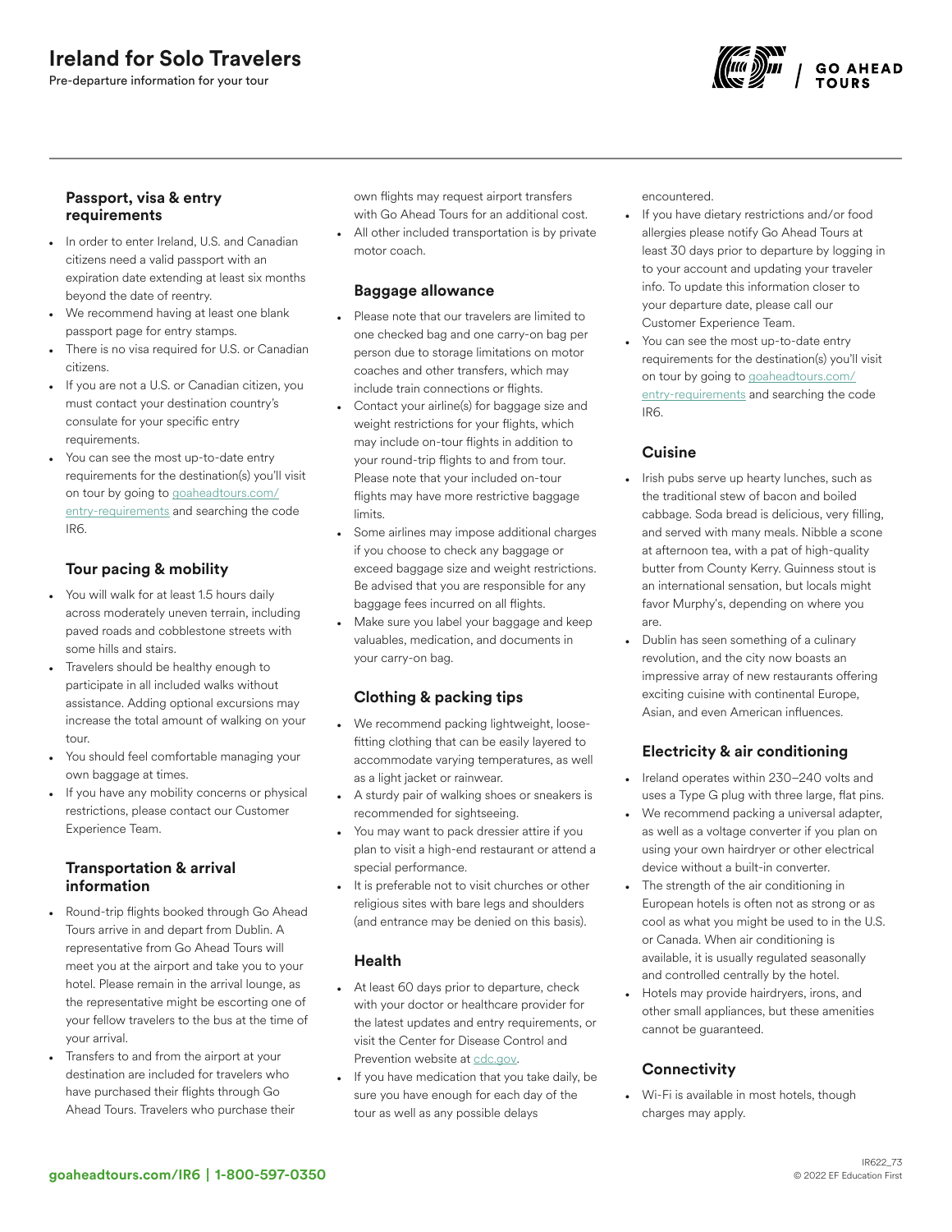# Ireland for Solo Travelers

Pre-departure information for your tour

### Passport, visa & entry requirements

- In order to enter Ireland, U.S. and Canadian citizens need a valid passport with an expiration date extending at least six months beyond the date of reentry.
- We recommend having at least one blank passport page for entry stamps.
- There is no visa required for U.S. or Canadian citizens.
- If you are not a U.S. or Canadian citizen, you must contact your destination country's consulate for your specific entry requirements.
- You can see the most up-to-date entry requirements for the destination(s) you'll visit on tour by going to goaheadtours.com/entry-requirements and searching the code IR6.

### Tour pacing & mobility

- You will walk for at least 1.5 hours daily across moderately uneven terrain, including paved roads and cobblestone streets with some hills and stairs.
- Travelers should be healthy enough to participate in all included walks without assistance. Adding optional excursions may increase the total amount of walking on your tour.
- You should feel comfortable managing your own baggage at times.
- If you have any mobility concerns or physical restrictions, please contact our Customer Experience Team.

### Transportation & arrival information

- Round-trip flights booked through Go Ahead Tours arrive in and depart from Dublin. A representative from Go Ahead Tours will meet you at the airport and take you to your hotel. Please remain in the arrival lounge, as the representative might be escorting one of your fellow travelers to the bus at the time of your arrival.
- Transfers to and from the airport at your destination are included for travelers who have purchased their flights through Go Ahead Tours. Travelers who purchase their own flights may request airport transfers with Go Ahead Tours for an additional cost.
- All other included transportation is by private motor coach.

### Baggage allowance

- Please note that our travelers are limited to one checked bag and one carry-on bag per person due to storage limitations on motor coaches and other transfers, which may include train connections or flights.
- Contact your airline(s) for baggage size and weight restrictions for your flights, which may include on-tour flights in addition to your round-trip flights to and from tour. Please note that your included on-tour flights may have more restrictive baggage limits.
- Some airlines may impose additional charges if you choose to check any baggage or exceed baggage size and weight restrictions. Be advised that you are responsible for any baggage fees incurred on all flights.
- Make sure you label your baggage and keep valuables, medication, and documents in your carry-on bag.

### Clothing & packing tips

- We recommend packing lightweight, loose-fitting clothing that can be easily layered to accommodate varying temperatures, as well as a light jacket or rainwear.
- A sturdy pair of walking shoes or sneakers is recommended for sightseeing.
- You may want to pack dressier attire if you plan to visit a high-end restaurant or attend a special performance.
- It is preferable not to visit churches or other religious sites with bare legs and shoulders (and entrance may be denied on this basis).

### Health

- At least 60 days prior to departure, check with your doctor or healthcare provider for the latest updates and entry requirements, or visit the Center for Disease Control and Prevention website at cdc.gov.
- If you have medication that you take daily, be sure you have enough for each day of the tour as well as any possible delays encountered.
- If you have dietary restrictions and/or food allergies please notify Go Ahead Tours at least 30 days prior to departure by logging in to your account and updating your traveler info. To update this information closer to your departure date, please call our Customer Experience Team.
- You can see the most up-to-date entry requirements for the destination(s) you'll visit on tour by going to goaheadtours.com/entry-requirements and searching the code IR6.

### Cuisine

- Irish pubs serve up hearty lunches, such as the traditional stew of bacon and boiled cabbage. Soda bread is delicious, very filling, and served with many meals. Nibble a scone at afternoon tea, with a pat of high-quality butter from County Kerry. Guinness stout is an international sensation, but locals might favor Murphy's, depending on where you are.
- Dublin has seen something of a culinary revolution, and the city now boasts an impressive array of new restaurants offering exciting cuisine with continental Europe, Asian, and even American influences.

### Electricity & air conditioning

- Ireland operates within 230–240 volts and uses a Type G plug with three large, flat pins.
- We recommend packing a universal adapter, as well as a voltage converter if you plan on using your own hairdryer or other electrical device without a built-in converter.
- The strength of the air conditioning in European hotels is often not as strong or as cool as what you might be used to in the U.S. or Canada. When air conditioning is available, it is usually regulated seasonally and controlled centrally by the hotel.
- Hotels may provide hairdryers, irons, and other small appliances, but these amenities cannot be guaranteed.

### Connectivity

- Wi-Fi is available in most hotels, though charges may apply.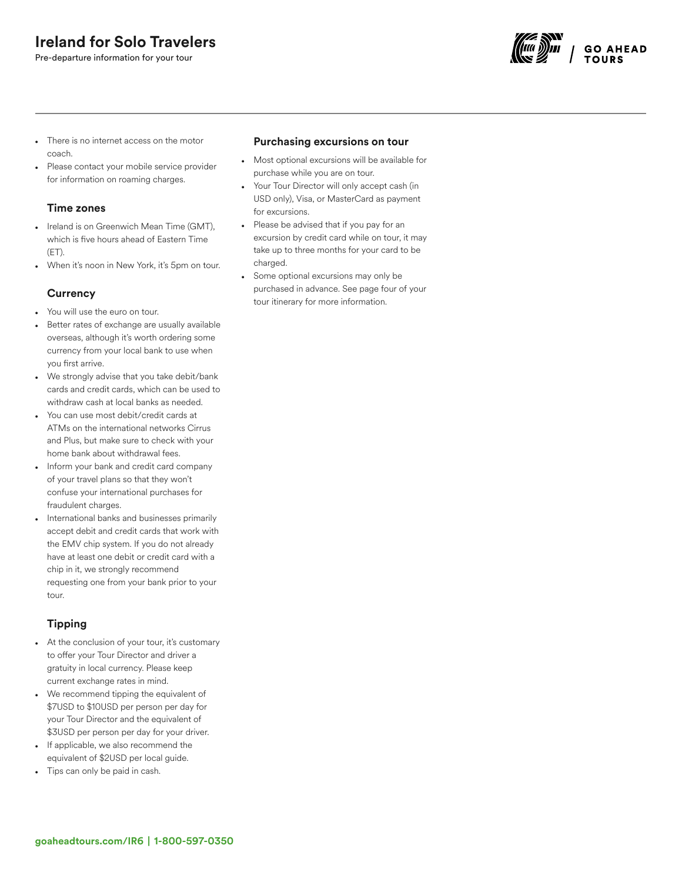- There is no internet access on the motor coach.
- Please contact your mobile service provider for information on roaming charges.

### Time zones

- Ireland is on Greenwich Mean Time (GMT), which is five hours ahead of Eastern Time (ET).
- When it's noon in New York, it's 5pm on tour.

### Currency

- You will use the euro on tour.
- Better rates of exchange are usually available overseas, although it's worth ordering some currency from your local bank to use when you first arrive.
- We strongly advise that you take debit/bank cards and credit cards, which can be used to withdraw cash at local banks as needed.
- You can use most debit/credit cards at ATMs on the international networks Cirrus and Plus, but make sure to check with your home bank about withdrawal fees.
- Inform your bank and credit card company of your travel plans so that they won't confuse your international purchases for fraudulent charges.
- International banks and businesses primarily accept debit and credit cards that work with the EMV chip system. If you do not already have at least one debit or credit card with a chip in it, we strongly recommend requesting one from your bank prior to your tour.

### Tipping

- At the conclusion of your tour, it's customary to offer your Tour Director and driver a gratuity in local currency. Please keep current exchange rates in mind.
- We recommend tipping the equivalent of $7USD to $10USD per person per day for your Tour Director and the equivalent of $3USD per person per day for your driver.
- If applicable, we also recommend the equivalent of $2USD per local guide.
- Tips can only be paid in cash.

### Purchasing excursions on tour

- Most optional excursions will be available for purchase while you are on tour.
- Your Tour Director will only accept cash (in USD only), Visa, or MasterCard as payment for excursions.
- Please be advised that if you pay for an excursion by credit card while on tour, it may take up to three months for your card to be charged.
- Some optional excursions may only be purchased in advance. See page four of your tour itinerary for more information.